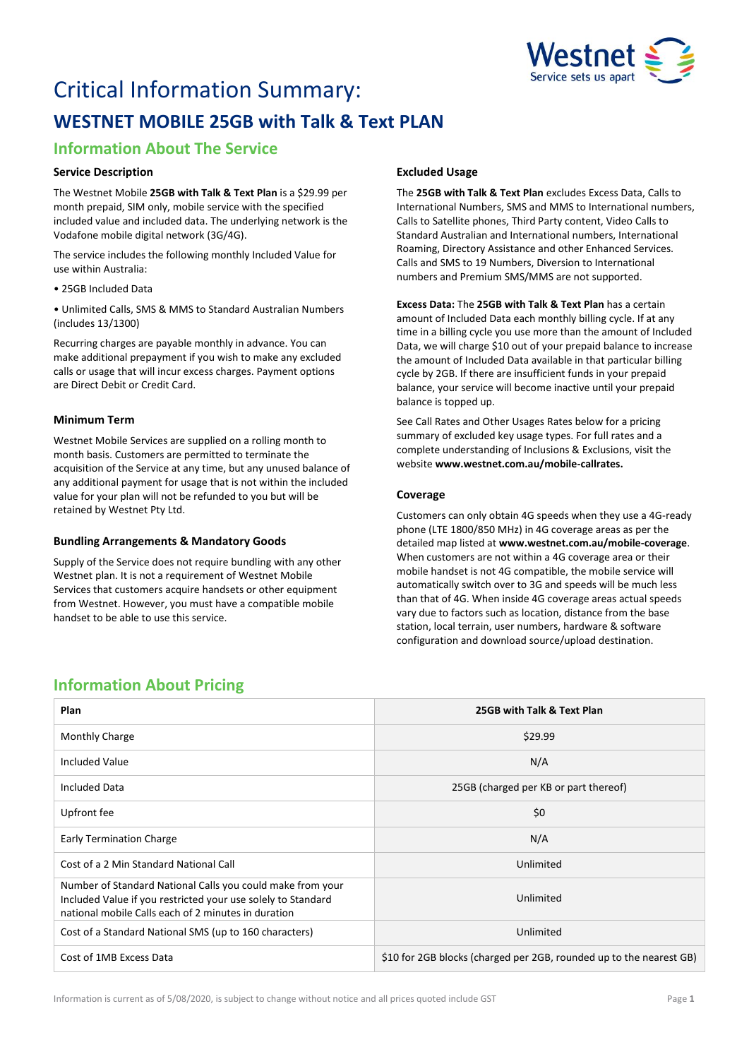# Critical Information Summary:

## WESTNET MOBILE 25GB with Talk & Text PLAN

### Information About The Service

**Service Description**

The Westnet Mobile **25GB with Talk & Text Plan** is a $29.99 per month prepaid, SIM only, mobile service with the specified included value and included data. The underlying network is the Vodafone mobile digital network (3G/4G).

The service includes the following monthly Included Value for use within Australia:

• 25GB Included Data

• Unlimited Calls, SMS & MMS to Standard Australian Numbers (includes 13/1300)

Recurring charges are payable monthly in advance. You can make additional prepayment if you wish to make any excluded calls or usage that will incur excess charges. Payment options are Direct Debit or Credit Card.

**Minimum Term**

Westnet Mobile Services are supplied on a rolling month to month basis. Customers are permitted to terminate the acquisition of the Service at any time, but any unused balance of any additional payment for usage that is not within the included value for your plan will not be refunded to you but will be retained by Westnet Pty Ltd.

**Bundling Arrangements & Mandatory Goods**

Supply of the Service does not require bundling with any other Westnet plan. It is not a requirement of Westnet Mobile Services that customers acquire handsets or other equipment from Westnet. However, you must have a compatible mobile handset to be able to use this service.

**Excluded Usage**

The **25GB with Talk & Text Plan** excludes Excess Data, Calls to International Numbers, SMS and MMS to International numbers, Calls to Satellite phones, Third Party content, Video Calls to Standard Australian and International numbers, International Roaming, Directory Assistance and other Enhanced Services. Calls and SMS to 19 Numbers, Diversion to International numbers and Premium SMS/MMS are not supported.

**Excess Data:** The **25GB with Talk & Text Plan** has a certain amount of Included Data each monthly billing cycle. If at any time in a billing cycle you use more than the amount of Included Data, we will charge $10 out of your prepaid balance to increase the amount of Included Data available in that particular billing cycle by 2GB. If there are insufficient funds in your prepaid balance, your service will become inactive until your prepaid balance is topped up.

See Call Rates and Other Usages Rates below for a pricing summary of excluded key usage types. For full rates and a complete understanding of Inclusions & Exclusions, visit the website **www.westnet.com.au/mobile-callrates.**

**Coverage**

Customers can only obtain 4G speeds when they use a 4G-ready phone (LTE 1800/850 MHz) in 4G coverage areas as per the detailed map listed at **www.westnet.com.au/mobile-coverage**. When customers are not within a 4G coverage area or their mobile handset is not 4G compatible, the mobile service will automatically switch over to 3G and speeds will be much less than that of 4G. When inside 4G coverage areas actual speeds vary due to factors such as location, distance from the base station, local terrain, user numbers, hardware & software configuration and download source/upload destination.

### Information About Pricing

| Plan | 25GB with Talk & Text Plan |
|---|---|
| Monthly Charge | $29.99 |
| Included Value | N/A |
| Included Data | 25GB (charged per KB or part thereof) |
| Upfront fee | $0 |
| Early Termination Charge | N/A |
| Cost of a 2 Min Standard National Call | Unlimited |
| Number of Standard National Calls you could make from your Included Value if you restricted your use solely to Standard national mobile Calls each of 2 minutes in duration | Unlimited |
| Cost of a Standard National SMS (up to 160 characters) | Unlimited |
| Cost of 1MB Excess Data | $10 for 2GB blocks (charged per 2GB, rounded up to the nearest GB) |

Information is current as of 5/08/2020, is subject to change without notice and all prices quoted include GST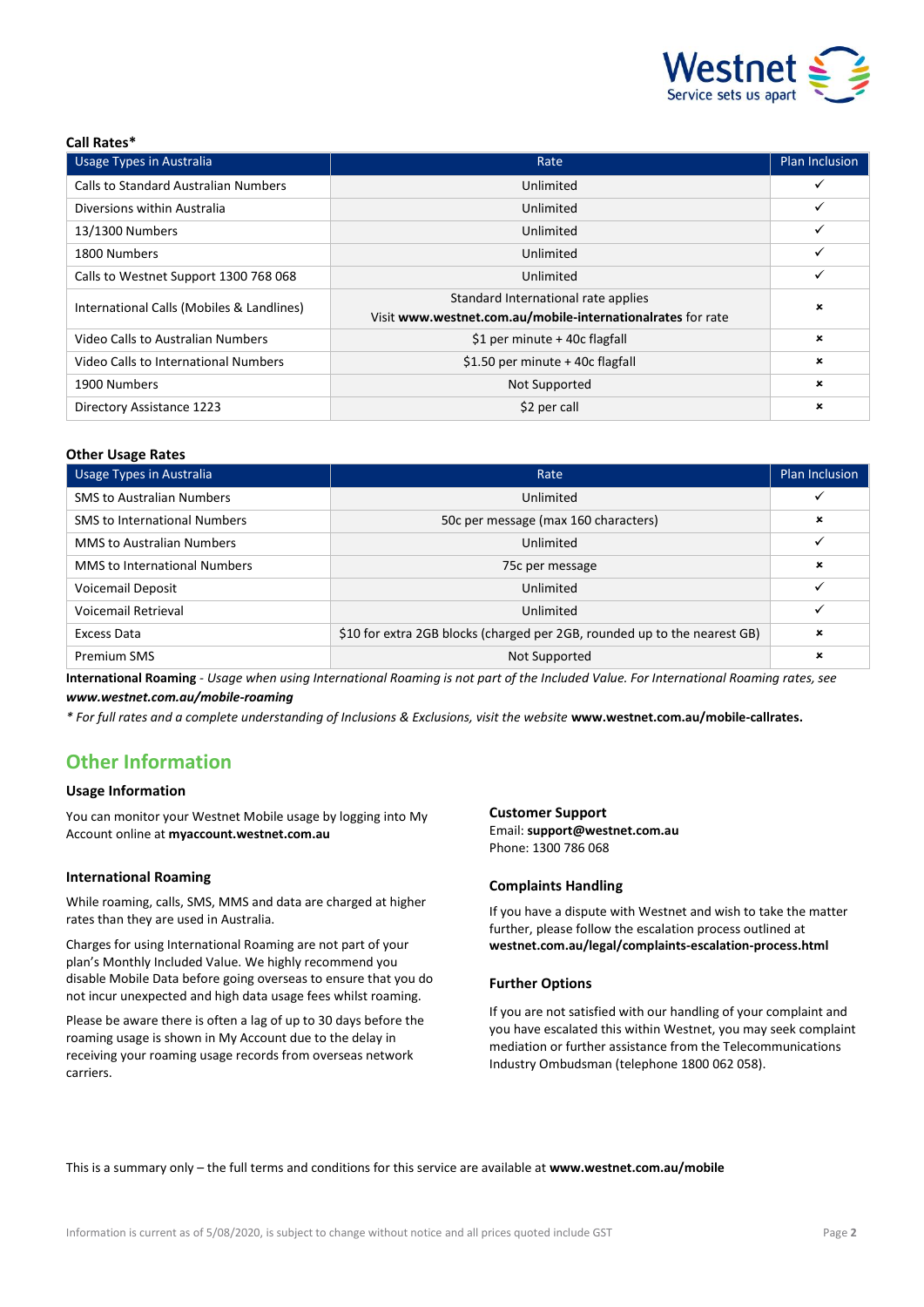**Call Rates***

| Usage Types in Australia | Rate | Plan Inclusion |
|---|---|---|
| Calls to Standard Australian Numbers | Unlimited | ✓ |
| Diversions within Australia | Unlimited | ✓ |
| 13/1300 Numbers | Unlimited | ✓ |
| 1800 Numbers | Unlimited | ✓ |
| Calls to Westnet Support 1300 768 068 | Unlimited | ✓ |
| International Calls (Mobiles & Landlines) | Standard International rate applies<br>Visit **www.westnet.com.au/mobile-internationalrates** for rate | × |
| Video Calls to Australian Numbers | $1 per minute + 40c flagfall | × |
| Video Calls to International Numbers | $1.50 per minute + 40c flagfall | × |
| 1900 Numbers | Not Supported | × |
| Directory Assistance 1223 | $2 per call | × |

**Other Usage Rates**

| Usage Types in Australia | Rate | Plan Inclusion |
|---|---|---|
| SMS to Australian Numbers | Unlimited | ✓ |
| SMS to International Numbers | 50c per message (max 160 characters) | × |
| MMS to Australian Numbers | Unlimited | ✓ |
| MMS to International Numbers | 75c per message | × |
| Voicemail Deposit | Unlimited | ✓ |
| Voicemail Retrieval | Unlimited | ✓ |
| Excess Data | $10 for extra 2GB blocks (charged per 2GB, rounded up to the nearest GB) | × |
| Premium SMS | Not Supported | × |

**International Roaming** - *Usage when using International Roaming is not part of the Included Value. For International Roaming rates, see* ***www.westnet.com.au/mobile-roaming***

* *For full rates and a complete understanding of Inclusions & Exclusions, visit the website* **www.westnet.com.au/mobile-callrates.**

## Other Information

### Usage Information

You can monitor your Westnet Mobile usage by logging into My Account online at **myaccount.westnet.com.au**

### International Roaming

While roaming, calls, SMS, MMS and data are charged at higher rates than they are used in Australia.

Charges for using International Roaming are not part of your plan's Monthly Included Value. We highly recommend you disable Mobile Data before going overseas to ensure that you do not incur unexpected and high data usage fees whilst roaming.

Please be aware there is often a lag of up to 30 days before the roaming usage is shown in My Account due to the delay in receiving your roaming usage records from overseas network carriers.

### Customer Support

Email: **support@westnet.com.au**
Phone: 1300 786 068

### Complaints Handling

If you have a dispute with Westnet and wish to take the matter further, please follow the escalation process outlined at **westnet.com.au/legal/complaints-escalation-process.html**

### Further Options

If you are not satisfied with our handling of your complaint and you have escalated this within Westnet, you may seek complaint mediation or further assistance from the Telecommunications Industry Ombudsman (telephone 1800 062 058).

This is a summary only – the full terms and conditions for this service are available at **www.westnet.com.au/mobile**

Information is current as of 5/08/2020, is subject to change without notice and all prices quoted include GST